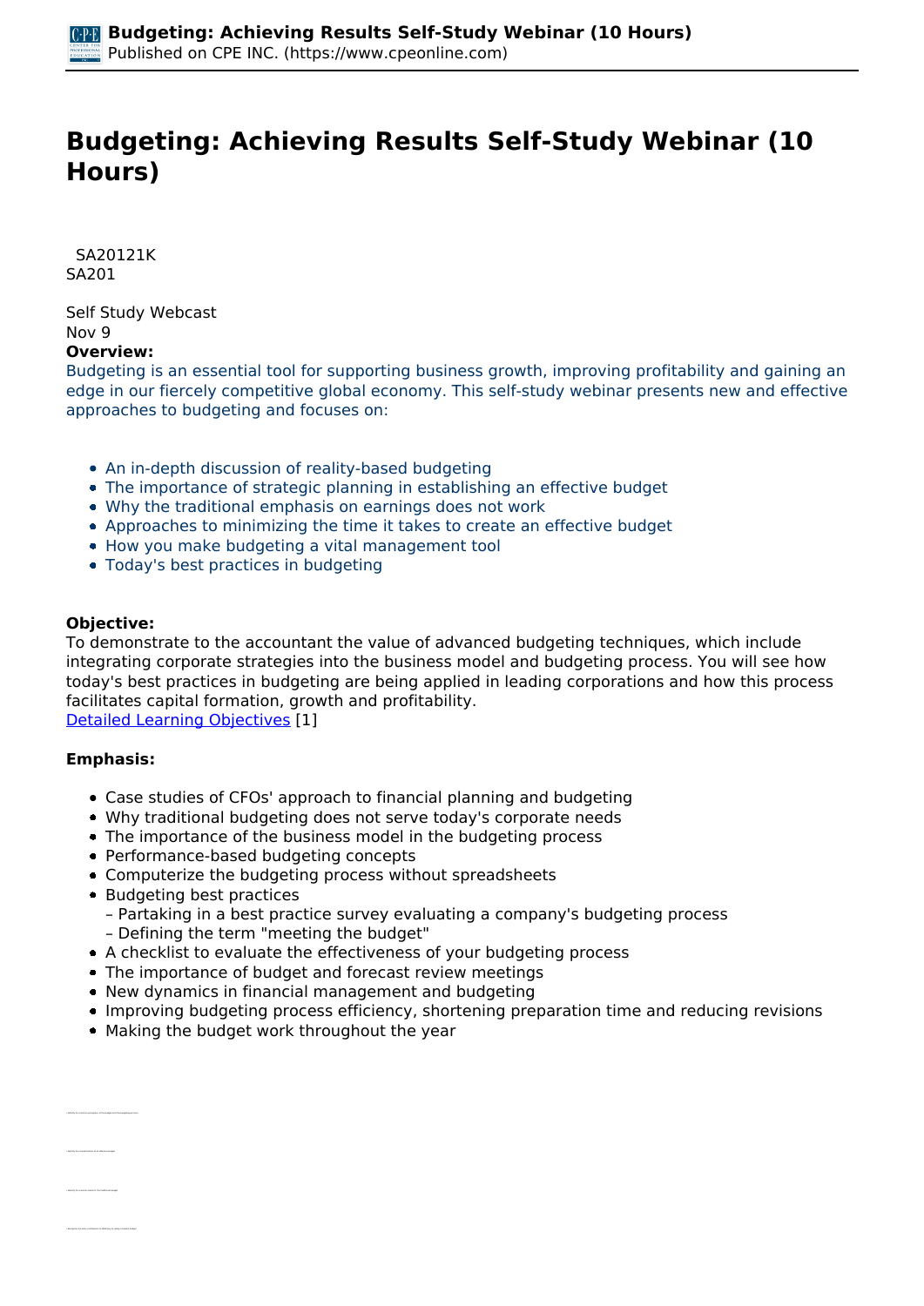# Budgeting: Achieving Results Self-Study Webinar (10 Hours)

SA20121K
SA201

Self Study Webcast
Nov 9

**Overview:**

Budgeting is an essential tool for supporting business growth, improving profitability and gaining an edge in our fiercely competitive global economy. This self-study webinar presents new and effective approaches to budgeting and focuses on:

- An in-depth discussion of reality-based budgeting
- The importance of strategic planning in establishing an effective budget
- Why the traditional emphasis on earnings does not work
- Approaches to minimizing the time it takes to create an effective budget
- How you make budgeting a vital management tool
- Today's best practices in budgeting

**Objective:**

To demonstrate to the accountant the value of advanced budgeting techniques, which include integrating corporate strategies into the business model and budgeting process. You will see how today's best practices in budgeting are being applied in leading corporations and how this process facilitates capital formation, growth and profitability.
Detailed Learning Objectives [1]

**Emphasis:**

- Case studies of CFOs' approach to financial planning and budgeting
- Why traditional budgeting does not serve today's corporate needs
- The importance of the business model in the budgeting process
- Performance-based budgeting concepts
- Computerize the budgeting process without spreadsheets
- Budgeting best practices
  - Partaking in a best practice survey evaluating a company's budgeting process
  - Defining the term "meeting the budget"
- A checklist to evaluate the effectiveness of your budgeting process
- The importance of budget and forecast review meetings
- New dynamics in financial management and budgeting
- Improving budgeting process efficiency, shortening preparation time and reducing revisions
- Making the budget work throughout the year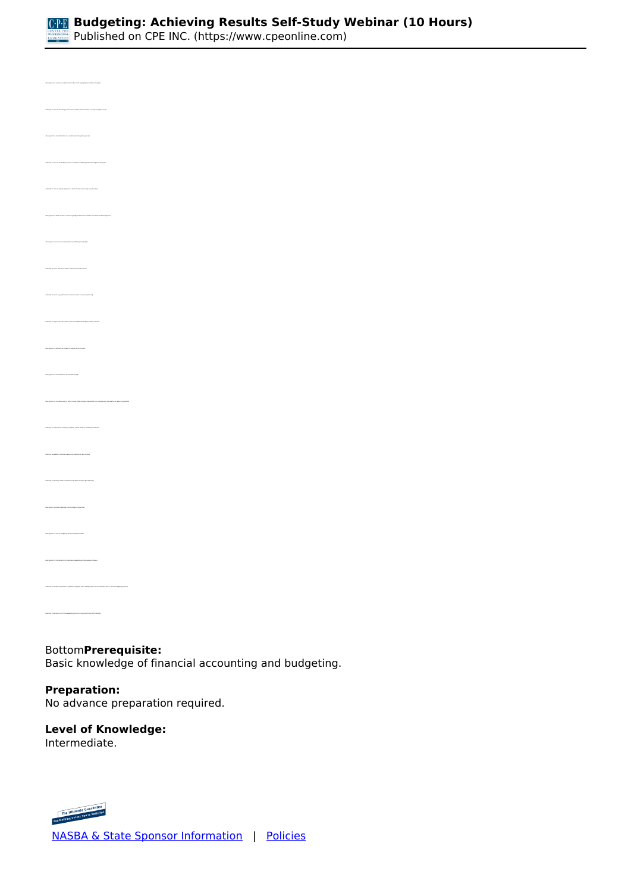Bottom**Prerequisite:**
Basic knowledge of financial accounting and budgeting.

**Preparation:**
No advance preparation required.

**Level of Knowledge:**
Intermediate.

[NASBA & State Sponsor Information](#) | [Policies](#)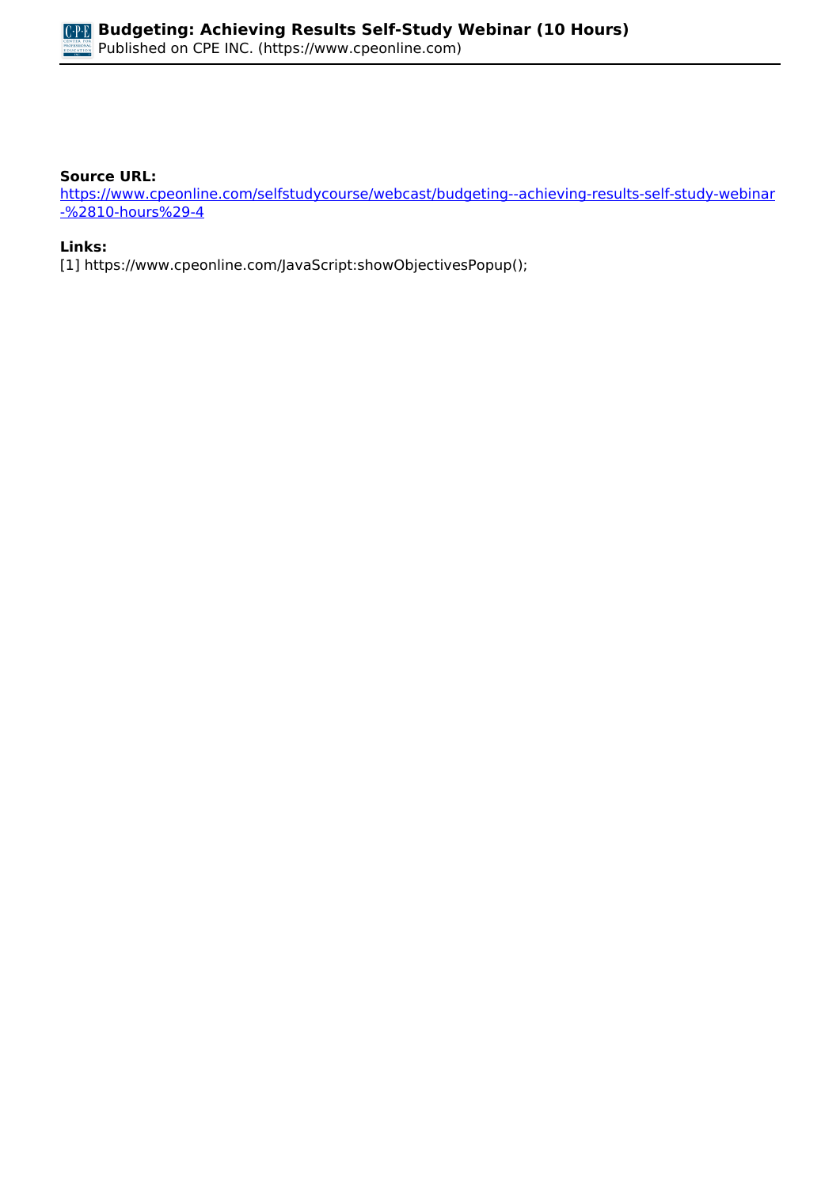**Source URL:**
https://www.cpeonline.com/selfstudycourse/webcast/budgeting--achieving-results-self-study-webinar-%2810-hours%29-4

**Links:**
[1] https://www.cpeonline.com/JavaScript:showObjectivesPopup();